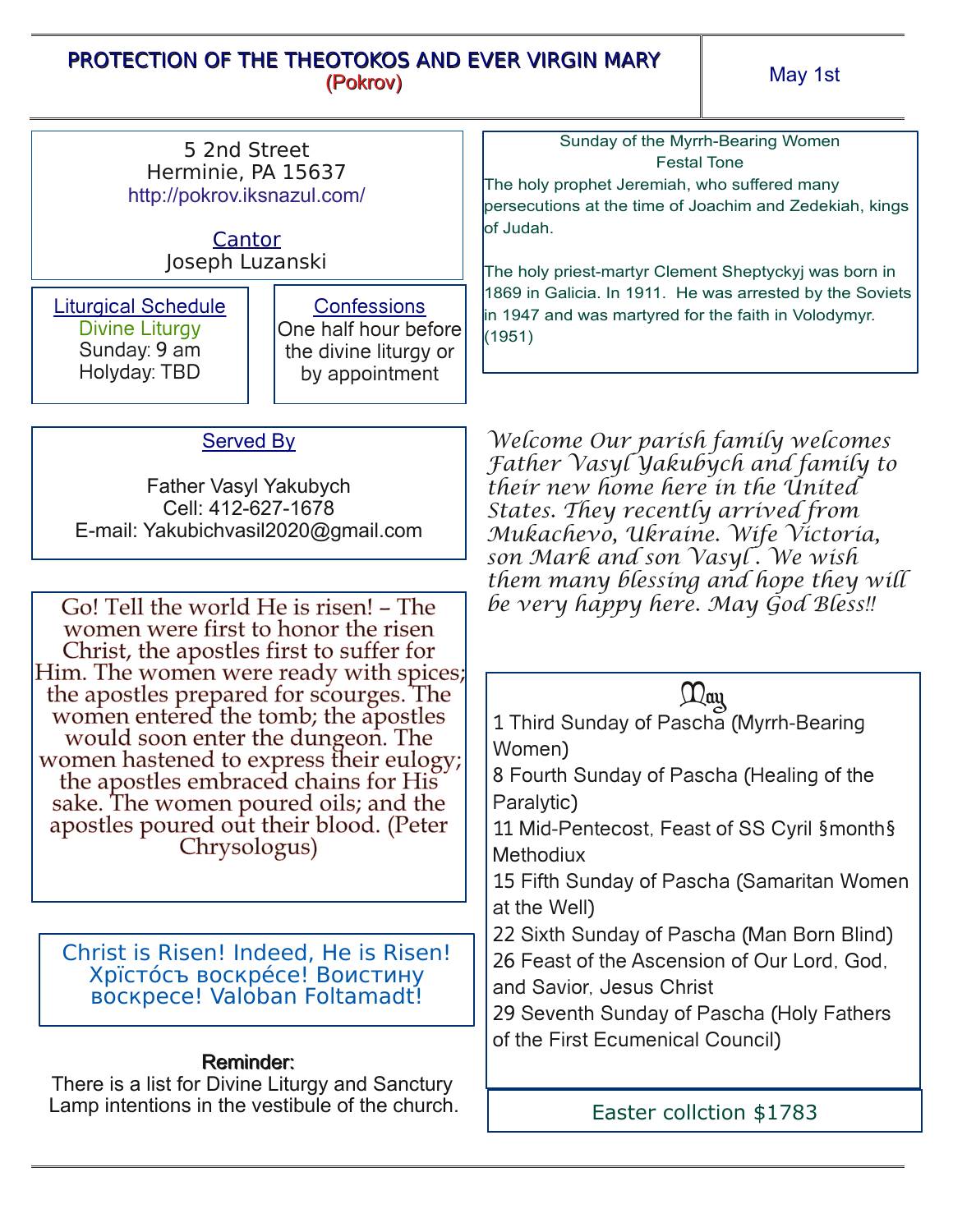# PROTECTION OF THE THEOTOKOS AND EVER VIRGIN MARY
## (Pokrov)

May 1st

5 2nd Street
Herminie, PA 15637
http://pokrov.iksnazul.com/

Cantor
Joseph Luzanski

**Liturgical Schedule**
Divine Liturgy
Sunday: 9 am
Holyday: TBD

**Confessions**
One half hour before the divine liturgy or by appointment

**Served By**

Father Vasyl Yakubych
Cell: 412-627-1678
E-mail: Yakubichvasil2020@gmail.com

Go! Tell the world He is risen! – The women were first to honor the risen Christ, the apostles first to suffer for Him. The women were ready with spices; the apostles prepared for scourges. The women entered the tomb; the apostles would soon enter the dungeon. The women hastened to express their eulogy; the apostles embraced chains for His sake. The women poured oils; and the apostles poured out their blood. (Peter Chrysologus)

Christ is Risen! Indeed, He is Risen!
Хрїстóсъ воскрéсе! Воистину воскресе! Valoban Foltamadt!

**Reminder:**
There is a list for Divine Liturgy and Sanctury Lamp intentions in the vestibule of the church.

Sunday of the Myrrh-Bearing Women
Festal Tone

The holy prophet Jeremiah, who suffered many persecutions at the time of Joachim and Zedekiah, kings of Judah.

The holy priest-martyr Clement Sheptyckyj was born in 1869 in Galicia. In 1911. He was arrested by the Soviets in 1947 and was martyred for the faith in Volodymyr. (1951)

*Welcome Our parish family welcomes Father Vasyl Yakubych and family to their new home here in the United States. They recently arrived from Mukachevo, Ukraine. Wife Victoria, son Mark and son Vasyl . We wish them many blessing and hope they will be very happy here. May God Bless!!*

**May**

1 Third Sunday of Pascha (Myrrh-Bearing Women)
8 Fourth Sunday of Pascha (Healing of the Paralytic)
11 Mid-Pentecost, Feast of SS Cyril §month§ Methodiux
15 Fifth Sunday of Pascha (Samaritan Women at the Well)
22 Sixth Sunday of Pascha (Man Born Blind)
26 Feast of the Ascension of Our Lord, God, and Savior, Jesus Christ
29 Seventh Sunday of Pascha (Holy Fathers of the First Ecumenical Council)

Easter collction $1783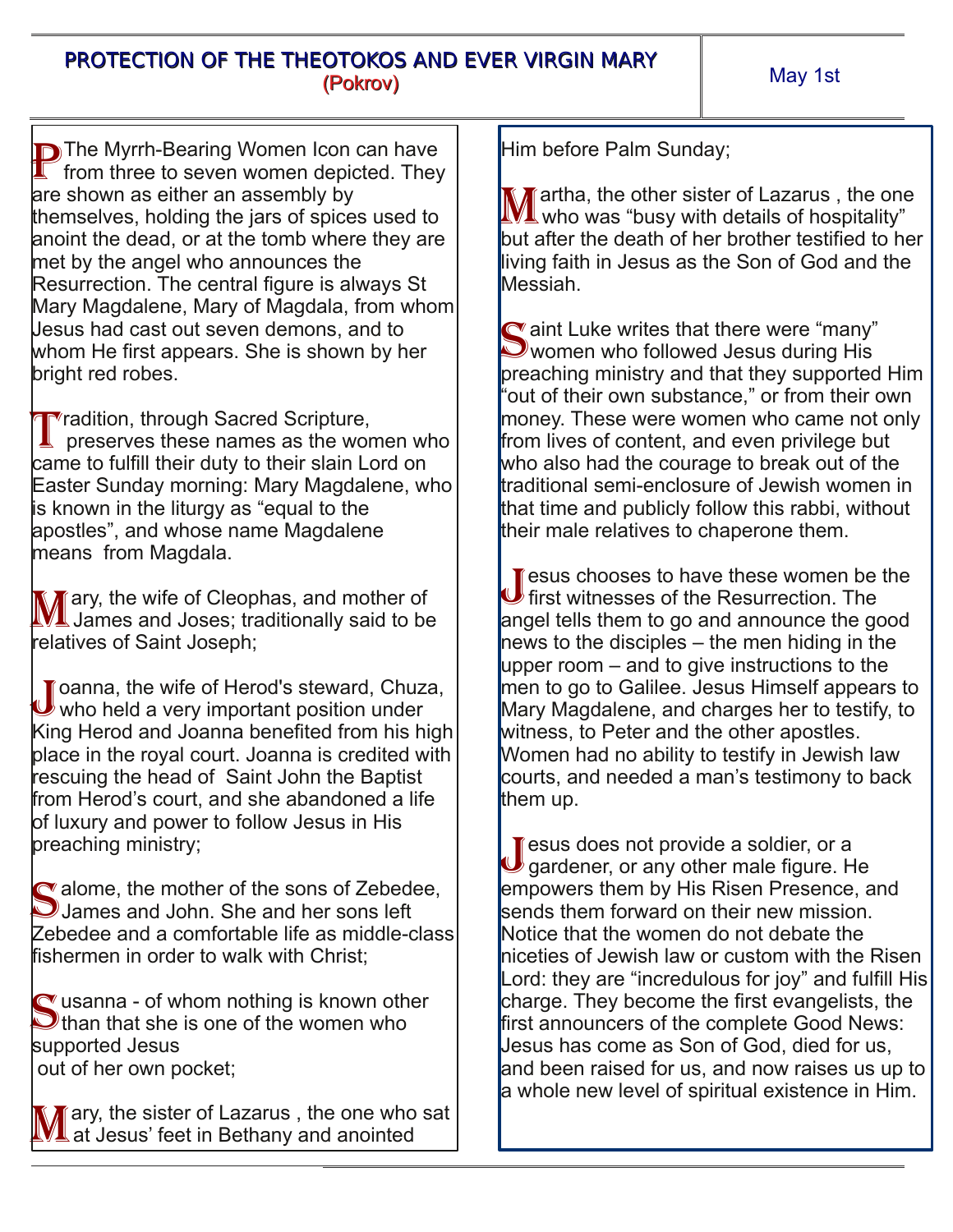# PROTECTION OF THE THEOTOKOS AND EVER VIRGIN MARY
## (Pokrov)

May 1st

The Myrrh-Bearing Women Icon can have from three to seven women depicted. They are shown as either an assembly by themselves, holding the jars of spices used to anoint the dead, or at the tomb where they are met by the angel who announces the Resurrection. The central figure is always St Mary Magdalene, Mary of Magdala, from whom Jesus had cast out seven demons, and to whom He first appears. She is shown by her bright red robes.

Tradition, through Sacred Scripture, preserves these names as the women who came to fulfill their duty to their slain Lord on Easter Sunday morning: Mary Magdalene, who is known in the liturgy as "equal to the apostles", and whose name Magdalene means from Magdala.

Mary, the wife of Cleophas, and mother of James and Joses; traditionally said to be relatives of Saint Joseph;

Joanna, the wife of Herod's steward, Chuza, who held a very important position under King Herod and Joanna benefited from his high place in the royal court. Joanna is credited with rescuing the head of Saint John the Baptist from Herod's court, and she abandoned a life of luxury and power to follow Jesus in His preaching ministry;

Salome, the mother of the sons of Zebedee, James and John. She and her sons left Zebedee and a comfortable life as middle-class fishermen in order to walk with Christ;

Susanna - of whom nothing is known other than that she is one of the women who supported Jesus out of her own pocket;

Mary, the sister of Lazarus , the one who sat at Jesus' feet in Bethany and anointed Him before Palm Sunday;

Martha, the other sister of Lazarus , the one who was "busy with details of hospitality" but after the death of her brother testified to her living faith in Jesus as the Son of God and the Messiah.

Saint Luke writes that there were "many" women who followed Jesus during His preaching ministry and that they supported Him "out of their own substance," or from their own money. These were women who came not only from lives of content, and even privilege but who also had the courage to break out of the traditional semi-enclosure of Jewish women in that time and publicly follow this rabbi, without their male relatives to chaperone them.

Jesus chooses to have these women be the first witnesses of the Resurrection. The angel tells them to go and announce the good news to the disciples – the men hiding in the upper room – and to give instructions to the men to go to Galilee. Jesus Himself appears to Mary Magdalene, and charges her to testify, to witness, to Peter and the other apostles. Women had no ability to testify in Jewish law courts, and needed a man's testimony to back them up.

Jesus does not provide a soldier, or a gardener, or any other male figure. He empowers them by His Risen Presence, and sends them forward on their new mission. Notice that the women do not debate the niceties of Jewish law or custom with the Risen Lord: they are "incredulous for joy" and fulfill His charge. They become the first evangelists, the first announcers of the complete Good News: Jesus has come as Son of God, died for us, and been raised for us, and now raises us up to a whole new level of spiritual existence in Him.